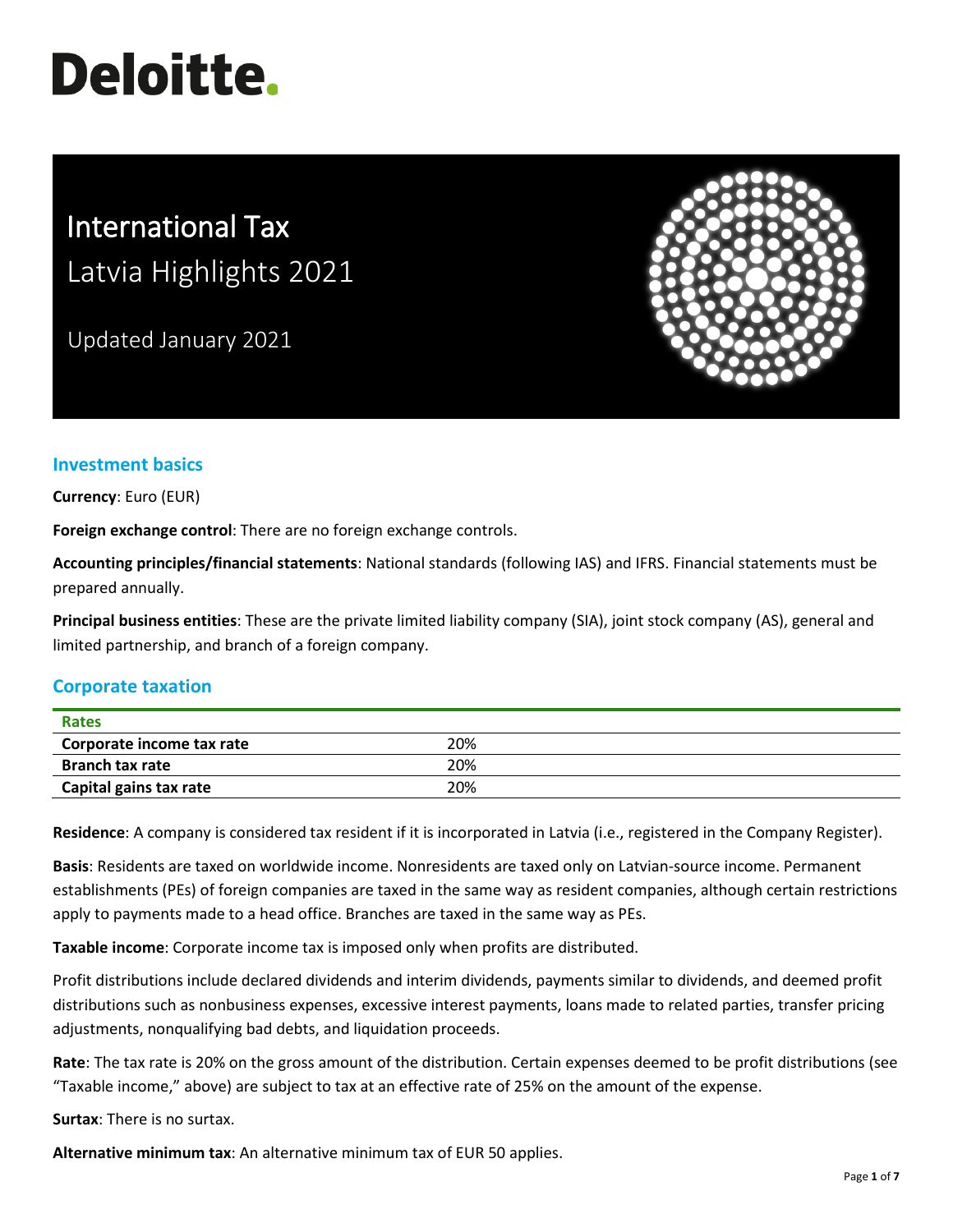# Deloitte.

# International Tax
## Latvia Highlights 2021

Updated January 2021

## Investment basics

**Currency**: Euro (EUR)

**Foreign exchange control**: There are no foreign exchange controls.

**Accounting principles/financial statements**: National standards (following IAS) and IFRS. Financial statements must be prepared annually.

**Principal business entities**: These are the private limited liability company (SIA), joint stock company (AS), general and limited partnership, and branch of a foreign company.

## Corporate taxation

| Rates | |
|---|---|
| **Corporate income tax rate** | 20% |
| **Branch tax rate** | 20% |
| **Capital gains tax rate** | 20% |

**Residence**: A company is considered tax resident if it is incorporated in Latvia (i.e., registered in the Company Register).

**Basis**: Residents are taxed on worldwide income. Nonresidents are taxed only on Latvian-source income. Permanent establishments (PEs) of foreign companies are taxed in the same way as resident companies, although certain restrictions apply to payments made to a head office. Branches are taxed in the same way as PEs.

**Taxable income**: Corporate income tax is imposed only when profits are distributed.

Profit distributions include declared dividends and interim dividends, payments similar to dividends, and deemed profit distributions such as nonbusiness expenses, excessive interest payments, loans made to related parties, transfer pricing adjustments, nonqualifying bad debts, and liquidation proceeds.

**Rate**: The tax rate is 20% on the gross amount of the distribution. Certain expenses deemed to be profit distributions (see "Taxable income," above) are subject to tax at an effective rate of 25% on the amount of the expense.

**Surtax**: There is no surtax.

**Alternative minimum tax**: An alternative minimum tax of EUR 50 applies.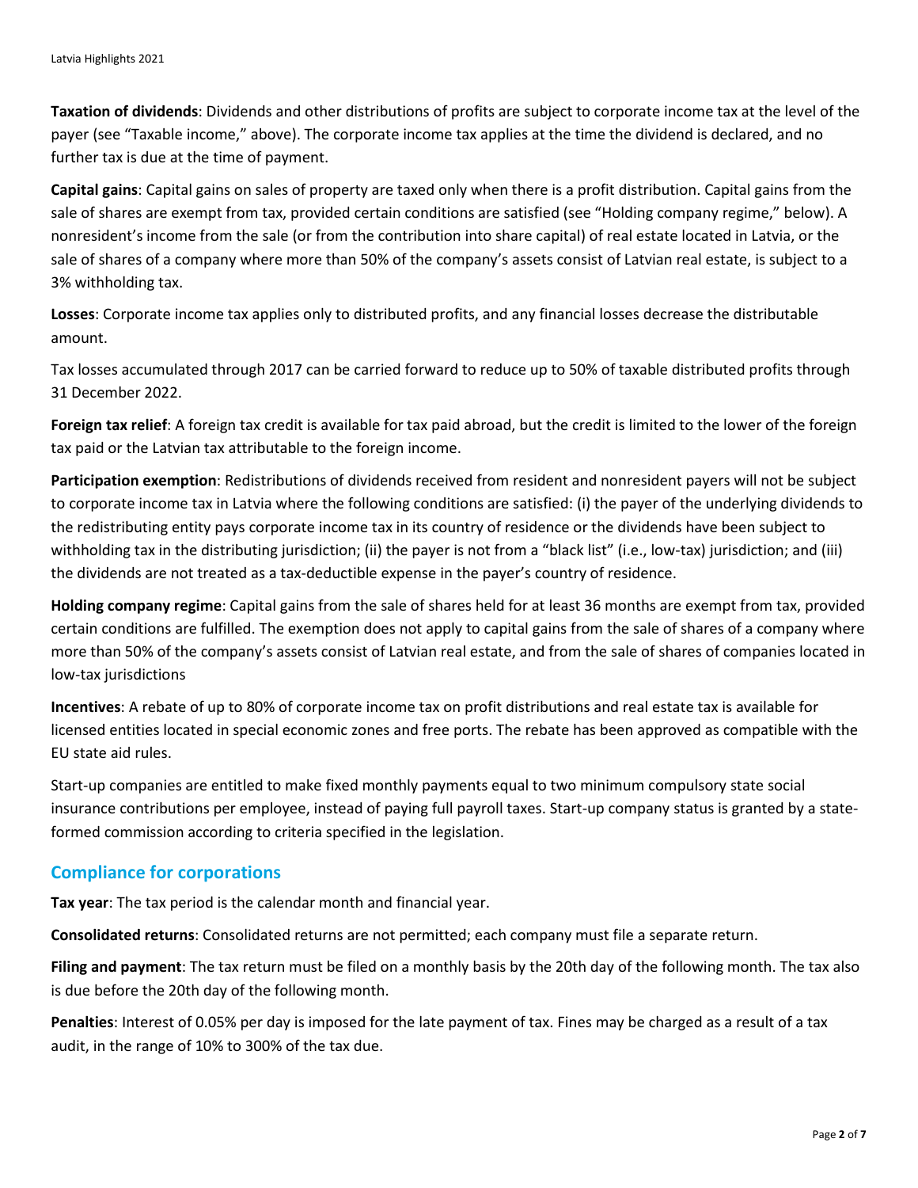**Taxation of dividends**: Dividends and other distributions of profits are subject to corporate income tax at the level of the payer (see "Taxable income," above). The corporate income tax applies at the time the dividend is declared, and no further tax is due at the time of payment.

**Capital gains**: Capital gains on sales of property are taxed only when there is a profit distribution. Capital gains from the sale of shares are exempt from tax, provided certain conditions are satisfied (see "Holding company regime," below). A nonresident's income from the sale (or from the contribution into share capital) of real estate located in Latvia, or the sale of shares of a company where more than 50% of the company's assets consist of Latvian real estate, is subject to a 3% withholding tax.

**Losses**: Corporate income tax applies only to distributed profits, and any financial losses decrease the distributable amount.

Tax losses accumulated through 2017 can be carried forward to reduce up to 50% of taxable distributed profits through 31 December 2022.

**Foreign tax relief**: A foreign tax credit is available for tax paid abroad, but the credit is limited to the lower of the foreign tax paid or the Latvian tax attributable to the foreign income.

**Participation exemption**: Redistributions of dividends received from resident and nonresident payers will not be subject to corporate income tax in Latvia where the following conditions are satisfied: (i) the payer of the underlying dividends to the redistributing entity pays corporate income tax in its country of residence or the dividends have been subject to withholding tax in the distributing jurisdiction; (ii) the payer is not from a "black list" (i.e., low-tax) jurisdiction; and (iii) the dividends are not treated as a tax-deductible expense in the payer's country of residence.

**Holding company regime**: Capital gains from the sale of shares held for at least 36 months are exempt from tax, provided certain conditions are fulfilled. The exemption does not apply to capital gains from the sale of shares of a company where more than 50% of the company's assets consist of Latvian real estate, and from the sale of shares of companies located in low-tax jurisdictions

**Incentives**: A rebate of up to 80% of corporate income tax on profit distributions and real estate tax is available for licensed entities located in special economic zones and free ports. The rebate has been approved as compatible with the EU state aid rules.

Start-up companies are entitled to make fixed monthly payments equal to two minimum compulsory state social insurance contributions per employee, instead of paying full payroll taxes. Start-up company status is granted by a state-formed commission according to criteria specified in the legislation.

## Compliance for corporations

**Tax year**: The tax period is the calendar month and financial year.

**Consolidated returns**: Consolidated returns are not permitted; each company must file a separate return.

**Filing and payment**: The tax return must be filed on a monthly basis by the 20th day of the following month. The tax also is due before the 20th day of the following month.

**Penalties**: Interest of 0.05% per day is imposed for the late payment of tax. Fines may be charged as a result of a tax audit, in the range of 10% to 300% of the tax due.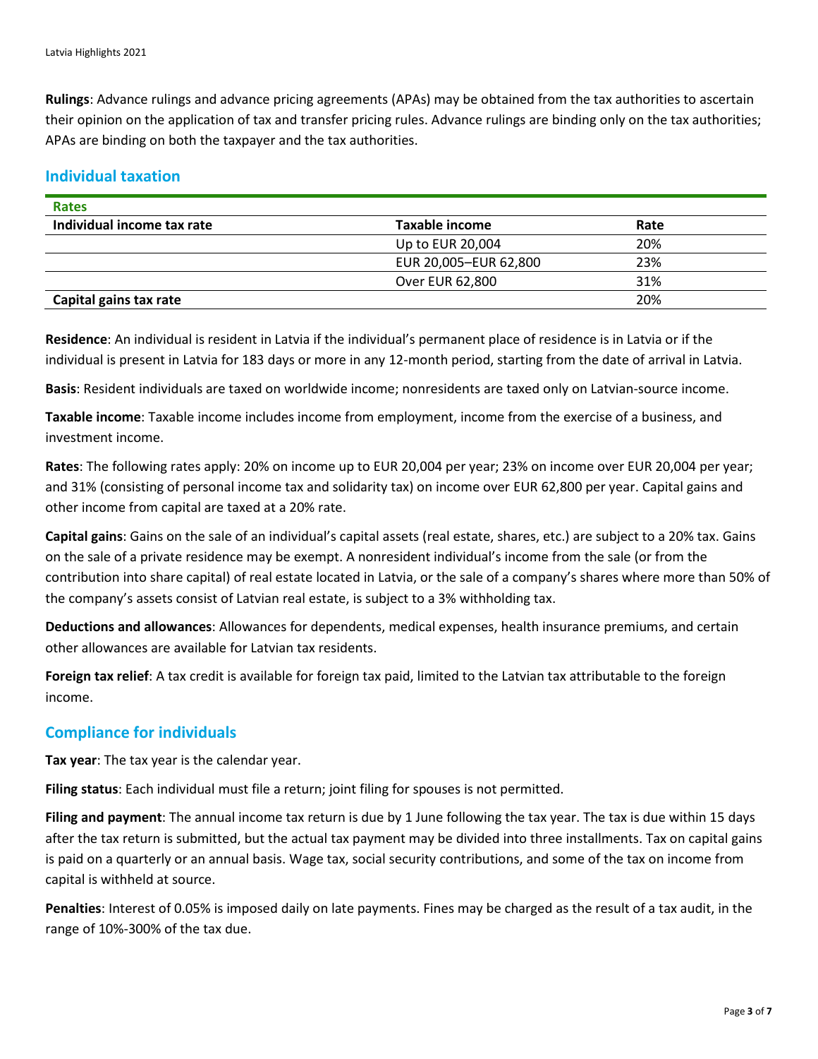**Rulings**: Advance rulings and advance pricing agreements (APAs) may be obtained from the tax authorities to ascertain their opinion on the application of tax and transfer pricing rules. Advance rulings are binding only on the tax authorities; APAs are binding on both the taxpayer and the tax authorities.

## Individual taxation

| **Rates** | | |
|---|---|---|
| **Individual income tax rate** | **Taxable income** | **Rate** |
| | Up to EUR 20,004 | 20% |
| | EUR 20,005–EUR 62,800 | 23% |
| | Over EUR 62,800 | 31% |
| **Capital gains tax rate** | | 20% |

**Residence**: An individual is resident in Latvia if the individual's permanent place of residence is in Latvia or if the individual is present in Latvia for 183 days or more in any 12-month period, starting from the date of arrival in Latvia.

**Basis**: Resident individuals are taxed on worldwide income; nonresidents are taxed only on Latvian-source income.

**Taxable income**: Taxable income includes income from employment, income from the exercise of a business, and investment income.

**Rates**: The following rates apply: 20% on income up to EUR 20,004 per year; 23% on income over EUR 20,004 per year; and 31% (consisting of personal income tax and solidarity tax) on income over EUR 62,800 per year. Capital gains and other income from capital are taxed at a 20% rate.

**Capital gains**: Gains on the sale of an individual's capital assets (real estate, shares, etc.) are subject to a 20% tax. Gains on the sale of a private residence may be exempt. A nonresident individual's income from the sale (or from the contribution into share capital) of real estate located in Latvia, or the sale of a company's shares where more than 50% of the company's assets consist of Latvian real estate, is subject to a 3% withholding tax.

**Deductions and allowances**: Allowances for dependents, medical expenses, health insurance premiums, and certain other allowances are available for Latvian tax residents.

**Foreign tax relief**: A tax credit is available for foreign tax paid, limited to the Latvian tax attributable to the foreign income.

## Compliance for individuals

**Tax year**: The tax year is the calendar year.

**Filing status**: Each individual must file a return; joint filing for spouses is not permitted.

**Filing and payment**: The annual income tax return is due by 1 June following the tax year. The tax is due within 15 days after the tax return is submitted, but the actual tax payment may be divided into three installments. Tax on capital gains is paid on a quarterly or an annual basis. Wage tax, social security contributions, and some of the tax on income from capital is withheld at source.

**Penalties**: Interest of 0.05% is imposed daily on late payments. Fines may be charged as the result of a tax audit, in the range of 10%-300% of the tax due.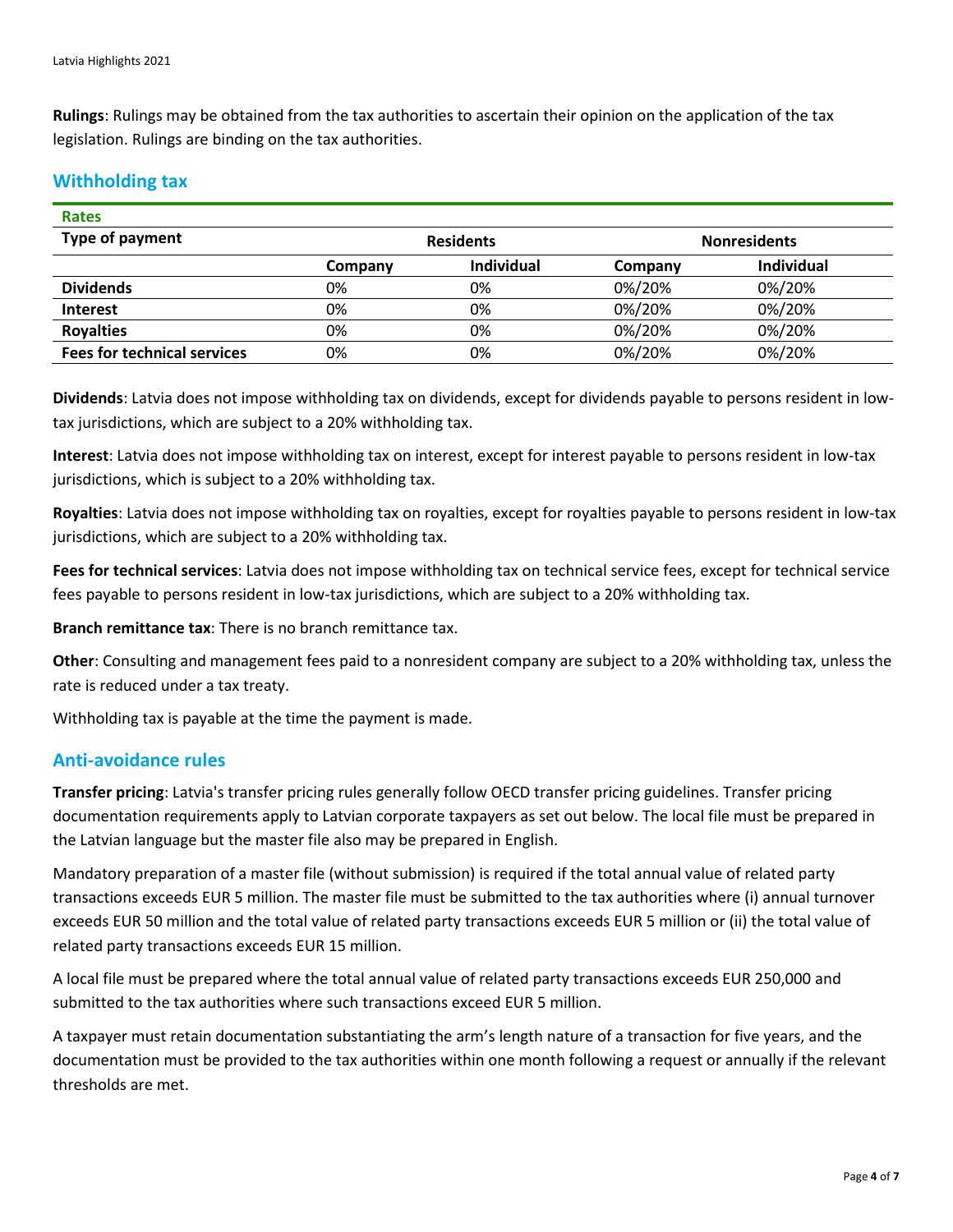**Rulings**: Rulings may be obtained from the tax authorities to ascertain their opinion on the application of the tax legislation. Rulings are binding on the tax authorities.

## Withholding tax

**Rates**

| Type of payment | Residents | | Nonresidents | |
|---|---|---|---|---|
| | Company | Individual | Company | Individual |
| **Dividends** | 0% | 0% | 0%/20% | 0%/20% |
| **Interest** | 0% | 0% | 0%/20% | 0%/20% |
| **Royalties** | 0% | 0% | 0%/20% | 0%/20% |
| **Fees for technical services** | 0% | 0% | 0%/20% | 0%/20% |

**Dividends**: Latvia does not impose withholding tax on dividends, except for dividends payable to persons resident in low-tax jurisdictions, which are subject to a 20% withholding tax.

**Interest**: Latvia does not impose withholding tax on interest, except for interest payable to persons resident in low-tax jurisdictions, which is subject to a 20% withholding tax.

**Royalties**: Latvia does not impose withholding tax on royalties, except for royalties payable to persons resident in low-tax jurisdictions, which are subject to a 20% withholding tax.

**Fees for technical services**: Latvia does not impose withholding tax on technical service fees, except for technical service fees payable to persons resident in low-tax jurisdictions, which are subject to a 20% withholding tax.

**Branch remittance tax**: There is no branch remittance tax.

**Other**: Consulting and management fees paid to a nonresident company are subject to a 20% withholding tax, unless the rate is reduced under a tax treaty.

Withholding tax is payable at the time the payment is made.

## Anti-avoidance rules

**Transfer pricing**: Latvia's transfer pricing rules generally follow OECD transfer pricing guidelines. Transfer pricing documentation requirements apply to Latvian corporate taxpayers as set out below. The local file must be prepared in the Latvian language but the master file also may be prepared in English.

Mandatory preparation of a master file (without submission) is required if the total annual value of related party transactions exceeds EUR 5 million. The master file must be submitted to the tax authorities where (i) annual turnover exceeds EUR 50 million and the total value of related party transactions exceeds EUR 5 million or (ii) the total value of related party transactions exceeds EUR 15 million.

A local file must be prepared where the total annual value of related party transactions exceeds EUR 250,000 and submitted to the tax authorities where such transactions exceed EUR 5 million.

A taxpayer must retain documentation substantiating the arm's length nature of a transaction for five years, and the documentation must be provided to the tax authorities within one month following a request or annually if the relevant thresholds are met.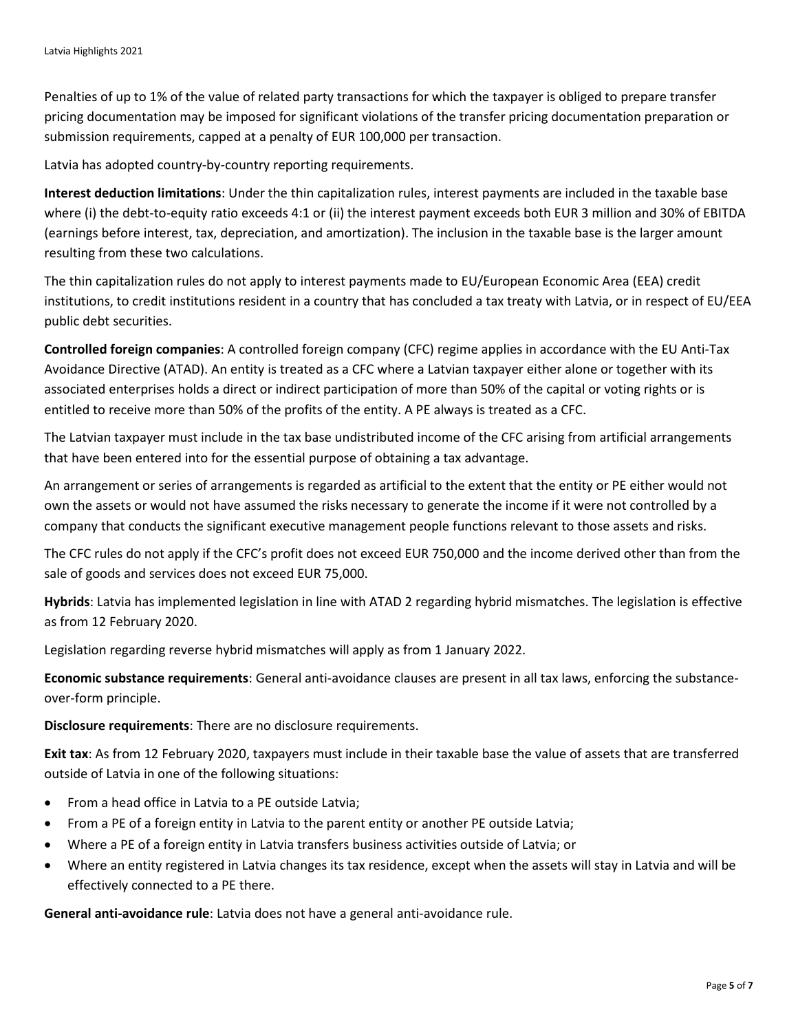Penalties of up to 1% of the value of related party transactions for which the taxpayer is obliged to prepare transfer pricing documentation may be imposed for significant violations of the transfer pricing documentation preparation or submission requirements, capped at a penalty of EUR 100,000 per transaction.

Latvia has adopted country-by-country reporting requirements.

**Interest deduction limitations**: Under the thin capitalization rules, interest payments are included in the taxable base where (i) the debt-to-equity ratio exceeds 4:1 or (ii) the interest payment exceeds both EUR 3 million and 30% of EBITDA (earnings before interest, tax, depreciation, and amortization). The inclusion in the taxable base is the larger amount resulting from these two calculations.

The thin capitalization rules do not apply to interest payments made to EU/European Economic Area (EEA) credit institutions, to credit institutions resident in a country that has concluded a tax treaty with Latvia, or in respect of EU/EEA public debt securities.

**Controlled foreign companies**: A controlled foreign company (CFC) regime applies in accordance with the EU Anti-Tax Avoidance Directive (ATAD). An entity is treated as a CFC where a Latvian taxpayer either alone or together with its associated enterprises holds a direct or indirect participation of more than 50% of the capital or voting rights or is entitled to receive more than 50% of the profits of the entity. A PE always is treated as a CFC.

The Latvian taxpayer must include in the tax base undistributed income of the CFC arising from artificial arrangements that have been entered into for the essential purpose of obtaining a tax advantage.

An arrangement or series of arrangements is regarded as artificial to the extent that the entity or PE either would not own the assets or would not have assumed the risks necessary to generate the income if it were not controlled by a company that conducts the significant executive management people functions relevant to those assets and risks.

The CFC rules do not apply if the CFC's profit does not exceed EUR 750,000 and the income derived other than from the sale of goods and services does not exceed EUR 75,000.

**Hybrids**: Latvia has implemented legislation in line with ATAD 2 regarding hybrid mismatches. The legislation is effective as from 12 February 2020.

Legislation regarding reverse hybrid mismatches will apply as from 1 January 2022.

**Economic substance requirements**: General anti-avoidance clauses are present in all tax laws, enforcing the substance-over-form principle.

**Disclosure requirements**: There are no disclosure requirements.

**Exit tax**: As from 12 February 2020, taxpayers must include in their taxable base the value of assets that are transferred outside of Latvia in one of the following situations:

- From a head office in Latvia to a PE outside Latvia;
- From a PE of a foreign entity in Latvia to the parent entity or another PE outside Latvia;
- Where a PE of a foreign entity in Latvia transfers business activities outside of Latvia; or
- Where an entity registered in Latvia changes its tax residence, except when the assets will stay in Latvia and will be effectively connected to a PE there.

**General anti-avoidance rule**: Latvia does not have a general anti-avoidance rule.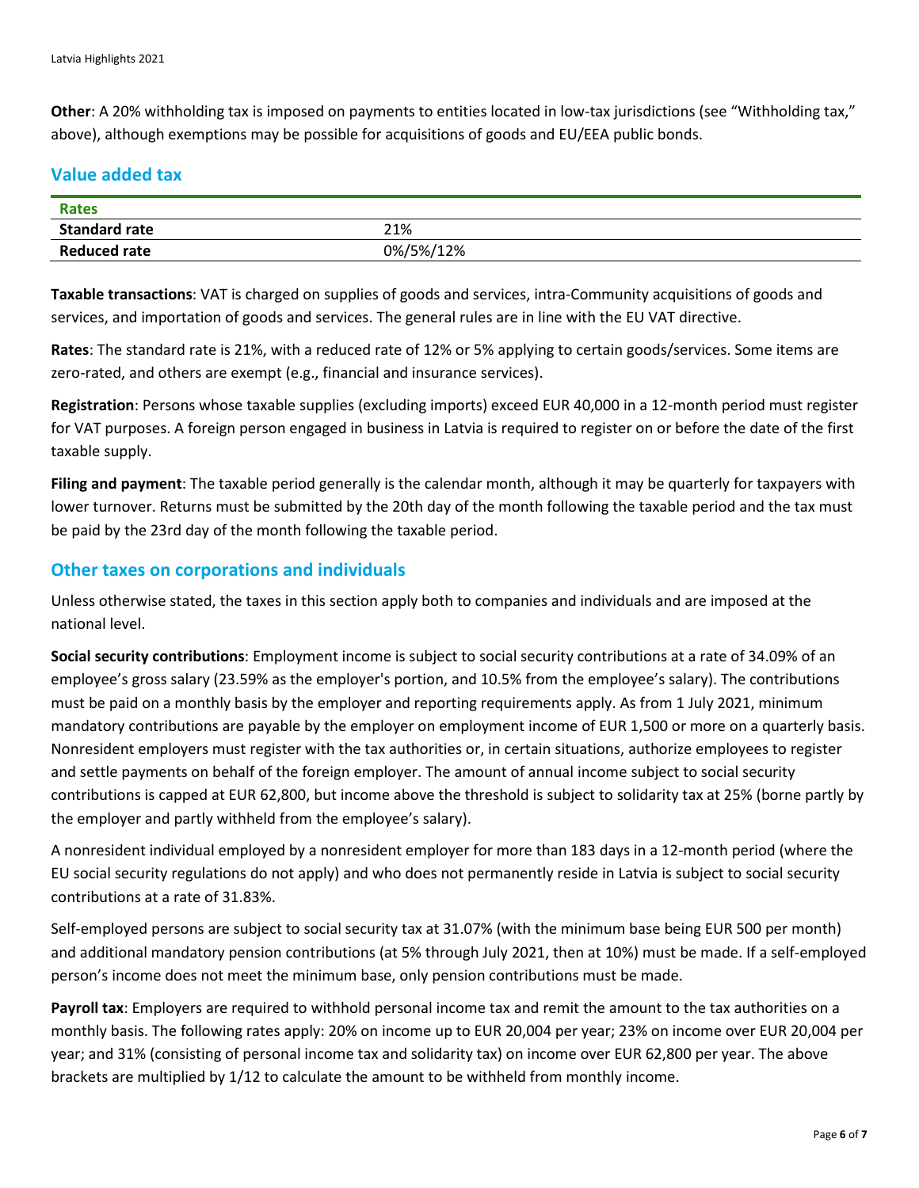**Other**: A 20% withholding tax is imposed on payments to entities located in low-tax jurisdictions (see "Withholding tax," above), although exemptions may be possible for acquisitions of goods and EU/EEA public bonds.

## Value added tax

| Rates | |
|---|---|
| **Standard rate** | 21% |
| **Reduced rate** | 0%/5%/12% |

**Taxable transactions**: VAT is charged on supplies of goods and services, intra-Community acquisitions of goods and services, and importation of goods and services. The general rules are in line with the EU VAT directive.

**Rates**: The standard rate is 21%, with a reduced rate of 12% or 5% applying to certain goods/services. Some items are zero-rated, and others are exempt (e.g., financial and insurance services).

**Registration**: Persons whose taxable supplies (excluding imports) exceed EUR 40,000 in a 12-month period must register for VAT purposes. A foreign person engaged in business in Latvia is required to register on or before the date of the first taxable supply.

**Filing and payment**: The taxable period generally is the calendar month, although it may be quarterly for taxpayers with lower turnover. Returns must be submitted by the 20th day of the month following the taxable period and the tax must be paid by the 23rd day of the month following the taxable period.

## Other taxes on corporations and individuals

Unless otherwise stated, the taxes in this section apply both to companies and individuals and are imposed at the national level.

**Social security contributions**: Employment income is subject to social security contributions at a rate of 34.09% of an employee's gross salary (23.59% as the employer's portion, and 10.5% from the employee's salary). The contributions must be paid on a monthly basis by the employer and reporting requirements apply. As from 1 July 2021, minimum mandatory contributions are payable by the employer on employment income of EUR 1,500 or more on a quarterly basis. Nonresident employers must register with the tax authorities or, in certain situations, authorize employees to register and settle payments on behalf of the foreign employer. The amount of annual income subject to social security contributions is capped at EUR 62,800, but income above the threshold is subject to solidarity tax at 25% (borne partly by the employer and partly withheld from the employee's salary).

A nonresident individual employed by a nonresident employer for more than 183 days in a 12-month period (where the EU social security regulations do not apply) and who does not permanently reside in Latvia is subject to social security contributions at a rate of 31.83%.

Self-employed persons are subject to social security tax at 31.07% (with the minimum base being EUR 500 per month) and additional mandatory pension contributions (at 5% through July 2021, then at 10%) must be made. If a self-employed person's income does not meet the minimum base, only pension contributions must be made.

**Payroll tax**: Employers are required to withhold personal income tax and remit the amount to the tax authorities on a monthly basis. The following rates apply: 20% on income up to EUR 20,004 per year; 23% on income over EUR 20,004 per year; and 31% (consisting of personal income tax and solidarity tax) on income over EUR 62,800 per year. The above brackets are multiplied by 1/12 to calculate the amount to be withheld from monthly income.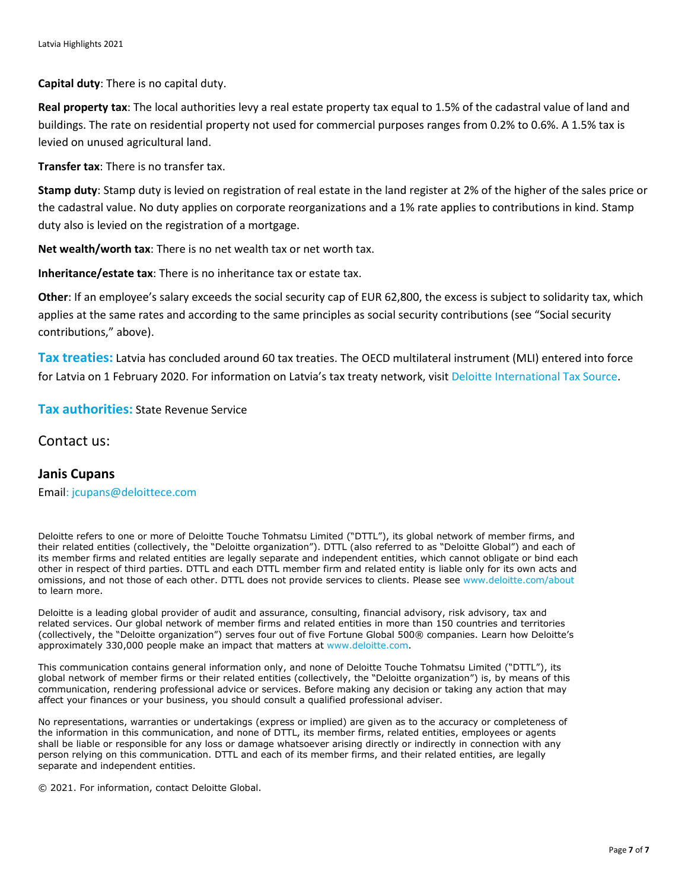**Capital duty**: There is no capital duty.

**Real property tax**: The local authorities levy a real estate property tax equal to 1.5% of the cadastral value of land and buildings. The rate on residential property not used for commercial purposes ranges from 0.2% to 0.6%. A 1.5% tax is levied on unused agricultural land.

**Transfer tax**: There is no transfer tax.

**Stamp duty**: Stamp duty is levied on registration of real estate in the land register at 2% of the higher of the sales price or the cadastral value. No duty applies on corporate reorganizations and a 1% rate applies to contributions in kind. Stamp duty also is levied on the registration of a mortgage.

**Net wealth/worth tax**: There is no net wealth tax or net worth tax.

**Inheritance/estate tax**: There is no inheritance tax or estate tax.

**Other**: If an employee's salary exceeds the social security cap of EUR 62,800, the excess is subject to solidarity tax, which applies at the same rates and according to the same principles as social security contributions (see "Social security contributions," above).

**Tax treaties:** Latvia has concluded around 60 tax treaties. The OECD multilateral instrument (MLI) entered into force for Latvia on 1 February 2020. For information on Latvia's tax treaty network, visit Deloitte International Tax Source.

**Tax authorities:** State Revenue Service

## Contact us:

### Janis Cupans

Email: jcupans@deloittece.com

Deloitte refers to one or more of Deloitte Touche Tohmatsu Limited ("DTTL"), its global network of member firms, and their related entities (collectively, the "Deloitte organization"). DTTL (also referred to as "Deloitte Global") and each of its member firms and related entities are legally separate and independent entities, which cannot obligate or bind each other in respect of third parties. DTTL and each DTTL member firm and related entity is liable only for its own acts and omissions, and not those of each other. DTTL does not provide services to clients. Please see www.deloitte.com/about to learn more.

Deloitte is a leading global provider of audit and assurance, consulting, financial advisory, risk advisory, tax and related services. Our global network of member firms and related entities in more than 150 countries and territories (collectively, the "Deloitte organization") serves four out of five Fortune Global 500® companies. Learn how Deloitte's approximately 330,000 people make an impact that matters at www.deloitte.com.

This communication contains general information only, and none of Deloitte Touche Tohmatsu Limited ("DTTL"), its global network of member firms or their related entities (collectively, the "Deloitte organization") is, by means of this communication, rendering professional advice or services. Before making any decision or taking any action that may affect your finances or your business, you should consult a qualified professional adviser.

No representations, warranties or undertakings (express or implied) are given as to the accuracy or completeness of the information in this communication, and none of DTTL, its member firms, related entities, employees or agents shall be liable or responsible for any loss or damage whatsoever arising directly or indirectly in connection with any person relying on this communication. DTTL and each of its member firms, and their related entities, are legally separate and independent entities.

© 2021. For information, contact Deloitte Global.